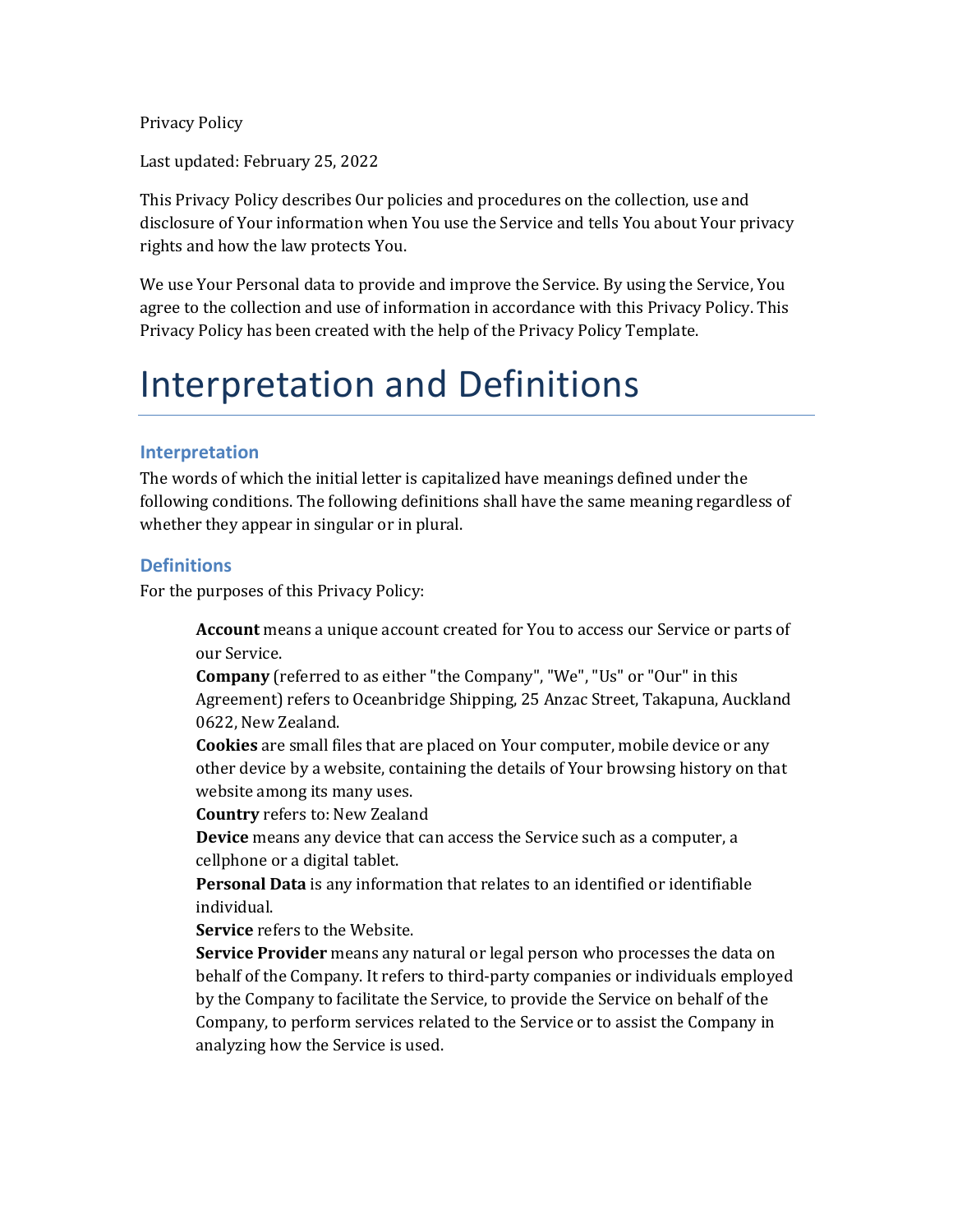Privacy Policy

Last updated: February 25, 2022

This Privacy Policy describes Our policies and procedures on the collection, use and disclosure of Your information when You use the Service and tells You about Your privacy rights and how the law protects You.

We use Your Personal data to provide and improve the Service. By using the Service, You agree to the collection and use of information in accordance with this Privacy Policy. This Privacy Policy has been created with the help of the Privacy Policy Template.

# Interpretation and Definitions

## Interpretation

The words of which the initial letter is capitalized have meanings defined under the following conditions. The following definitions shall have the same meaning regardless of whether they appear in singular or in plural.

## Definitions

For the purposes of this Privacy Policy:

**Account** means a unique account created for You to access our Service or parts of our Service.

**Company** (referred to as either "the Company", "We", "Us" or "Our" in this Agreement) refers to Oceanbridge Shipping, 25 Anzac Street, Takapuna, Auckland 0622, New Zealand.

**Cookies** are small files that are placed on Your computer, mobile device or any other device by a website, containing the details of Your browsing history on that website among its many uses.

**Country** refers to: New Zealand

**Device** means any device that can access the Service such as a computer, a cellphone or a digital tablet.

**Personal Data** is any information that relates to an identified or identifiable individual.

**Service** refers to the Website.

**Service Provider** means any natural or legal person who processes the data on behalf of the Company. It refers to third-party companies or individuals employed by the Company to facilitate the Service, to provide the Service on behalf of the Company, to perform services related to the Service or to assist the Company in analyzing how the Service is used.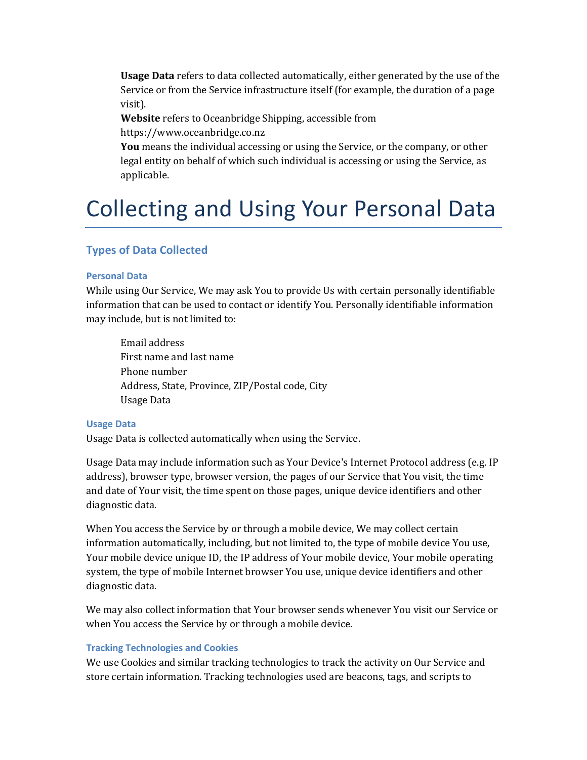**Usage Data** refers to data collected automatically, either generated by the use of the Service or from the Service infrastructure itself (for example, the duration of a page visit).

**Website** refers to Oceanbridge Shipping, accessible from https://www.oceanbridge.co.nz

**You** means the individual accessing or using the Service, or the company, or other legal entity on behalf of which such individual is accessing or using the Service, as applicable.

# Collecting and Using Your Personal Data

## Types of Data Collected

### Personal Data

While using Our Service, We may ask You to provide Us with certain personally identifiable information that can be used to contact or identify You. Personally identifiable information may include, but is not limited to:

Email address
First name and last name
Phone number
Address, State, Province, ZIP/Postal code, City
Usage Data

### Usage Data

Usage Data is collected automatically when using the Service.

Usage Data may include information such as Your Device's Internet Protocol address (e.g. IP address), browser type, browser version, the pages of our Service that You visit, the time and date of Your visit, the time spent on those pages, unique device identifiers and other diagnostic data.

When You access the Service by or through a mobile device, We may collect certain information automatically, including, but not limited to, the type of mobile device You use, Your mobile device unique ID, the IP address of Your mobile device, Your mobile operating system, the type of mobile Internet browser You use, unique device identifiers and other diagnostic data.

We may also collect information that Your browser sends whenever You visit our Service or when You access the Service by or through a mobile device.

### Tracking Technologies and Cookies

We use Cookies and similar tracking technologies to track the activity on Our Service and store certain information. Tracking technologies used are beacons, tags, and scripts to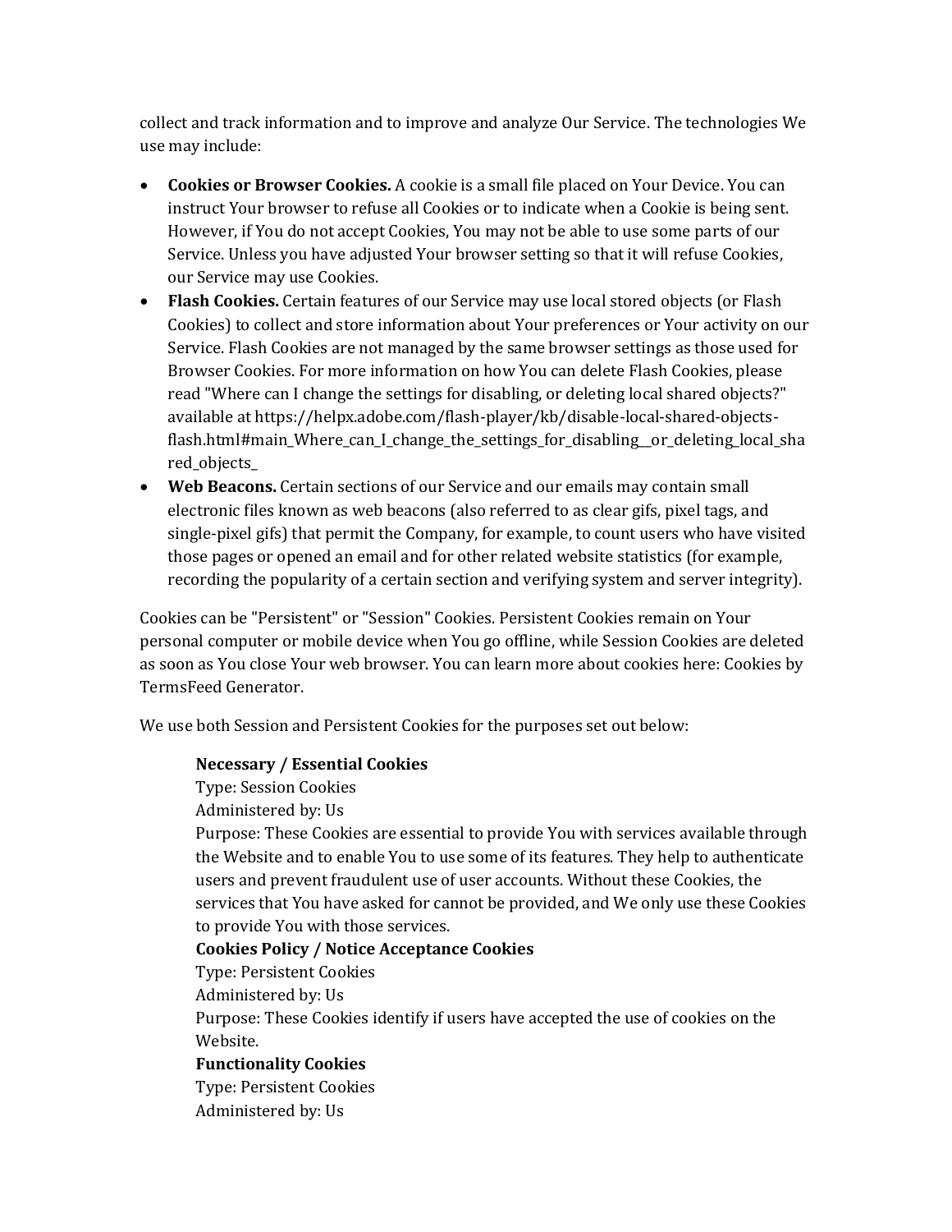collect and track information and to improve and analyze Our Service. The technologies We use may include:

- **Cookies or Browser Cookies.** A cookie is a small file placed on Your Device. You can instruct Your browser to refuse all Cookies or to indicate when a Cookie is being sent. However, if You do not accept Cookies, You may not be able to use some parts of our Service. Unless you have adjusted Your browser setting so that it will refuse Cookies, our Service may use Cookies.
- **Flash Cookies.** Certain features of our Service may use local stored objects (or Flash Cookies) to collect and store information about Your preferences or Your activity on our Service. Flash Cookies are not managed by the same browser settings as those used for Browser Cookies. For more information on how You can delete Flash Cookies, please read "Where can I change the settings for disabling, or deleting local shared objects?" available at https://helpx.adobe.com/flash-player/kb/disable-local-shared-objects-flash.html#main_Where_can_I_change_the_settings_for_disabling__or_deleting_local_shared_objects_
- **Web Beacons.** Certain sections of our Service and our emails may contain small electronic files known as web beacons (also referred to as clear gifs, pixel tags, and single-pixel gifs) that permit the Company, for example, to count users who have visited those pages or opened an email and for other related website statistics (for example, recording the popularity of a certain section and verifying system and server integrity).

Cookies can be "Persistent" or "Session" Cookies. Persistent Cookies remain on Your personal computer or mobile device when You go offline, while Session Cookies are deleted as soon as You close Your web browser. You can learn more about cookies here: Cookies by TermsFeed Generator.

We use both Session and Persistent Cookies for the purposes set out below:

**Necessary / Essential Cookies**
Type: Session Cookies
Administered by: Us
Purpose: These Cookies are essential to provide You with services available through the Website and to enable You to use some of its features. They help to authenticate users and prevent fraudulent use of user accounts. Without these Cookies, the services that You have asked for cannot be provided, and We only use these Cookies to provide You with those services.

**Cookies Policy / Notice Acceptance Cookies**
Type: Persistent Cookies
Administered by: Us
Purpose: These Cookies identify if users have accepted the use of cookies on the Website.

**Functionality Cookies**
Type: Persistent Cookies
Administered by: Us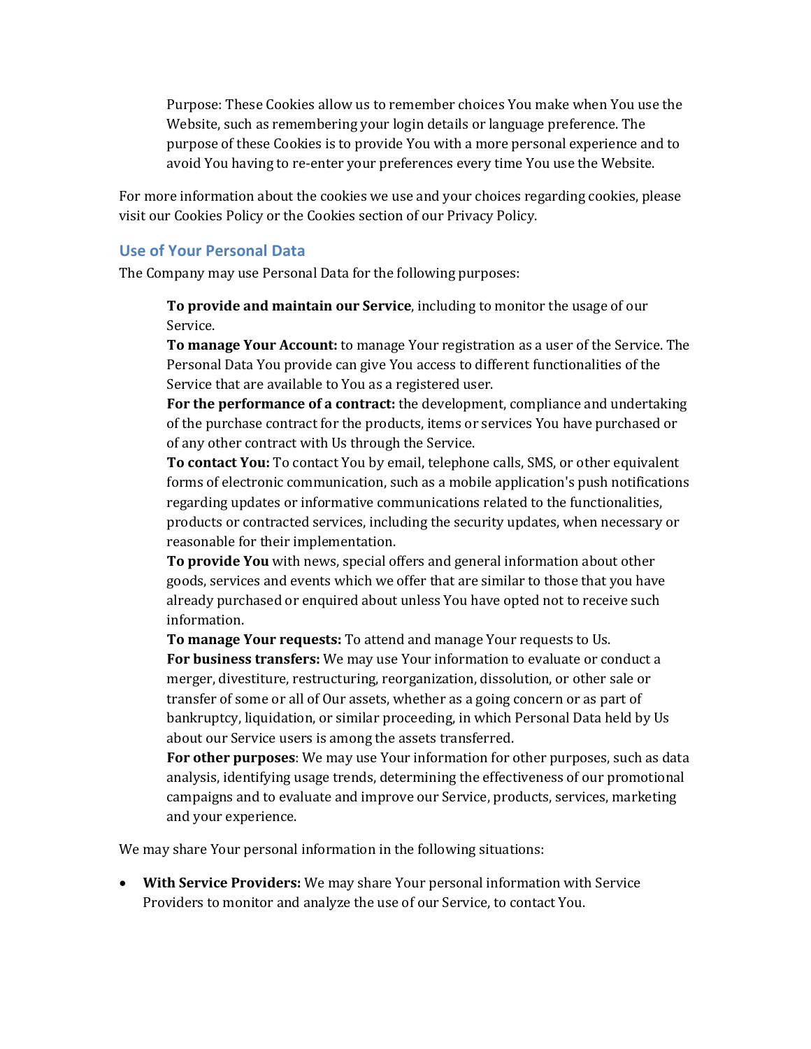Purpose: These Cookies allow us to remember choices You make when You use the Website, such as remembering your login details or language preference. The purpose of these Cookies is to provide You with a more personal experience and to avoid You having to re-enter your preferences every time You use the Website.

For more information about the cookies we use and your choices regarding cookies, please visit our Cookies Policy or the Cookies section of our Privacy Policy.

### Use of Your Personal Data

The Company may use Personal Data for the following purposes:

**To provide and maintain our Service**, including to monitor the usage of our Service.

**To manage Your Account:** to manage Your registration as a user of the Service. The Personal Data You provide can give You access to different functionalities of the Service that are available to You as a registered user.

**For the performance of a contract:** the development, compliance and undertaking of the purchase contract for the products, items or services You have purchased or of any other contract with Us through the Service.

**To contact You:** To contact You by email, telephone calls, SMS, or other equivalent forms of electronic communication, such as a mobile application's push notifications regarding updates or informative communications related to the functionalities, products or contracted services, including the security updates, when necessary or reasonable for their implementation.

**To provide You** with news, special offers and general information about other goods, services and events which we offer that are similar to those that you have already purchased or enquired about unless You have opted not to receive such information.

**To manage Your requests:** To attend and manage Your requests to Us.

**For business transfers:** We may use Your information to evaluate or conduct a merger, divestiture, restructuring, reorganization, dissolution, or other sale or transfer of some or all of Our assets, whether as a going concern or as part of bankruptcy, liquidation, or similar proceeding, in which Personal Data held by Us about our Service users is among the assets transferred.

**For other purposes**: We may use Your information for other purposes, such as data analysis, identifying usage trends, determining the effectiveness of our promotional campaigns and to evaluate and improve our Service, products, services, marketing and your experience.

We may share Your personal information in the following situations:

- **With Service Providers:** We may share Your personal information with Service Providers to monitor and analyze the use of our Service, to contact You.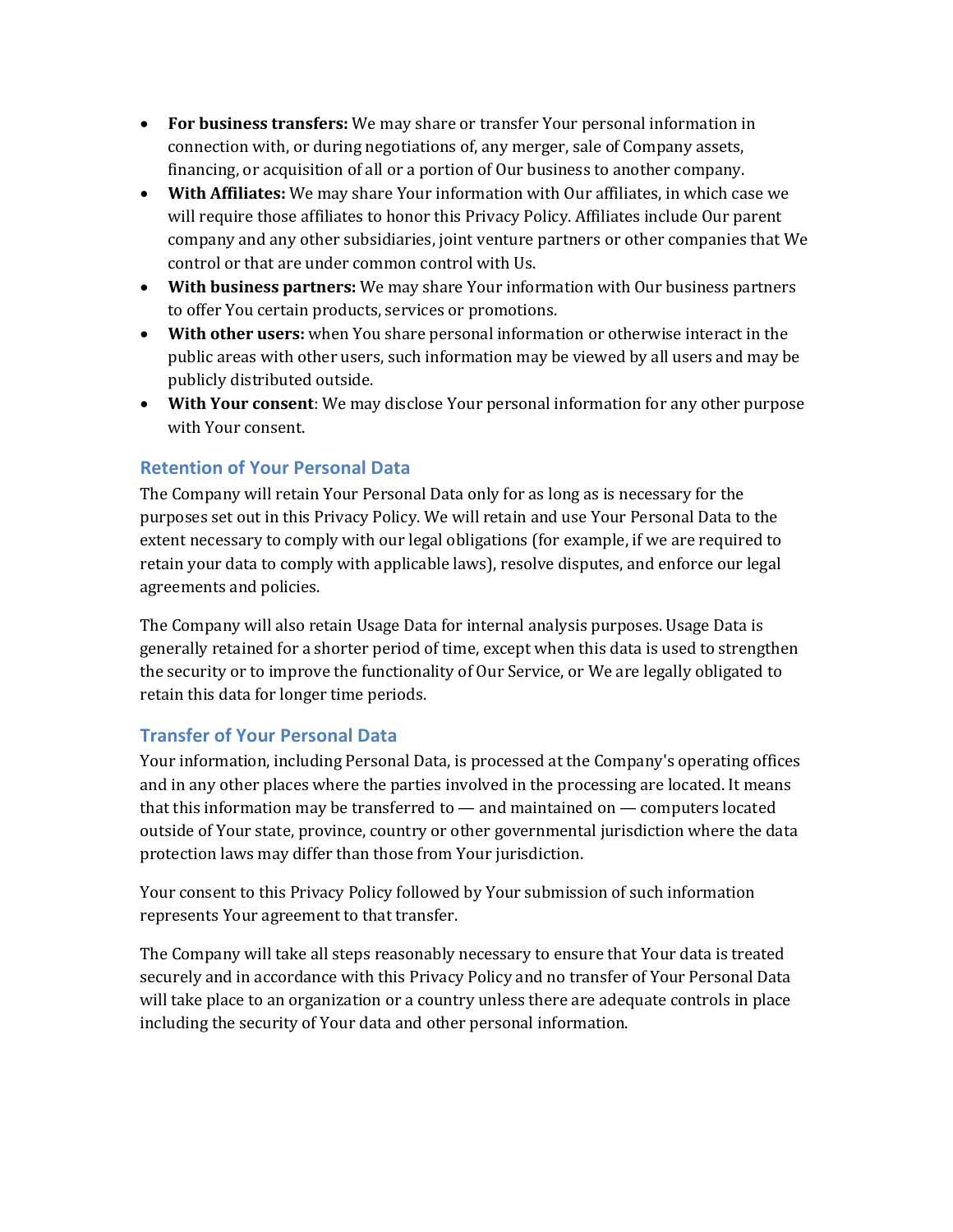- **For business transfers:** We may share or transfer Your personal information in connection with, or during negotiations of, any merger, sale of Company assets, financing, or acquisition of all or a portion of Our business to another company.
- **With Affiliates:** We may share Your information with Our affiliates, in which case we will require those affiliates to honor this Privacy Policy. Affiliates include Our parent company and any other subsidiaries, joint venture partners or other companies that We control or that are under common control with Us.
- **With business partners:** We may share Your information with Our business partners to offer You certain products, services or promotions.
- **With other users:** when You share personal information or otherwise interact in the public areas with other users, such information may be viewed by all users and may be publicly distributed outside.
- **With Your consent**: We may disclose Your personal information for any other purpose with Your consent.

### Retention of Your Personal Data

The Company will retain Your Personal Data only for as long as is necessary for the purposes set out in this Privacy Policy. We will retain and use Your Personal Data to the extent necessary to comply with our legal obligations (for example, if we are required to retain your data to comply with applicable laws), resolve disputes, and enforce our legal agreements and policies.

The Company will also retain Usage Data for internal analysis purposes. Usage Data is generally retained for a shorter period of time, except when this data is used to strengthen the security or to improve the functionality of Our Service, or We are legally obligated to retain this data for longer time periods.

### Transfer of Your Personal Data

Your information, including Personal Data, is processed at the Company's operating offices and in any other places where the parties involved in the processing are located. It means that this information may be transferred to — and maintained on — computers located outside of Your state, province, country or other governmental jurisdiction where the data protection laws may differ than those from Your jurisdiction.

Your consent to this Privacy Policy followed by Your submission of such information represents Your agreement to that transfer.

The Company will take all steps reasonably necessary to ensure that Your data is treated securely and in accordance with this Privacy Policy and no transfer of Your Personal Data will take place to an organization or a country unless there are adequate controls in place including the security of Your data and other personal information.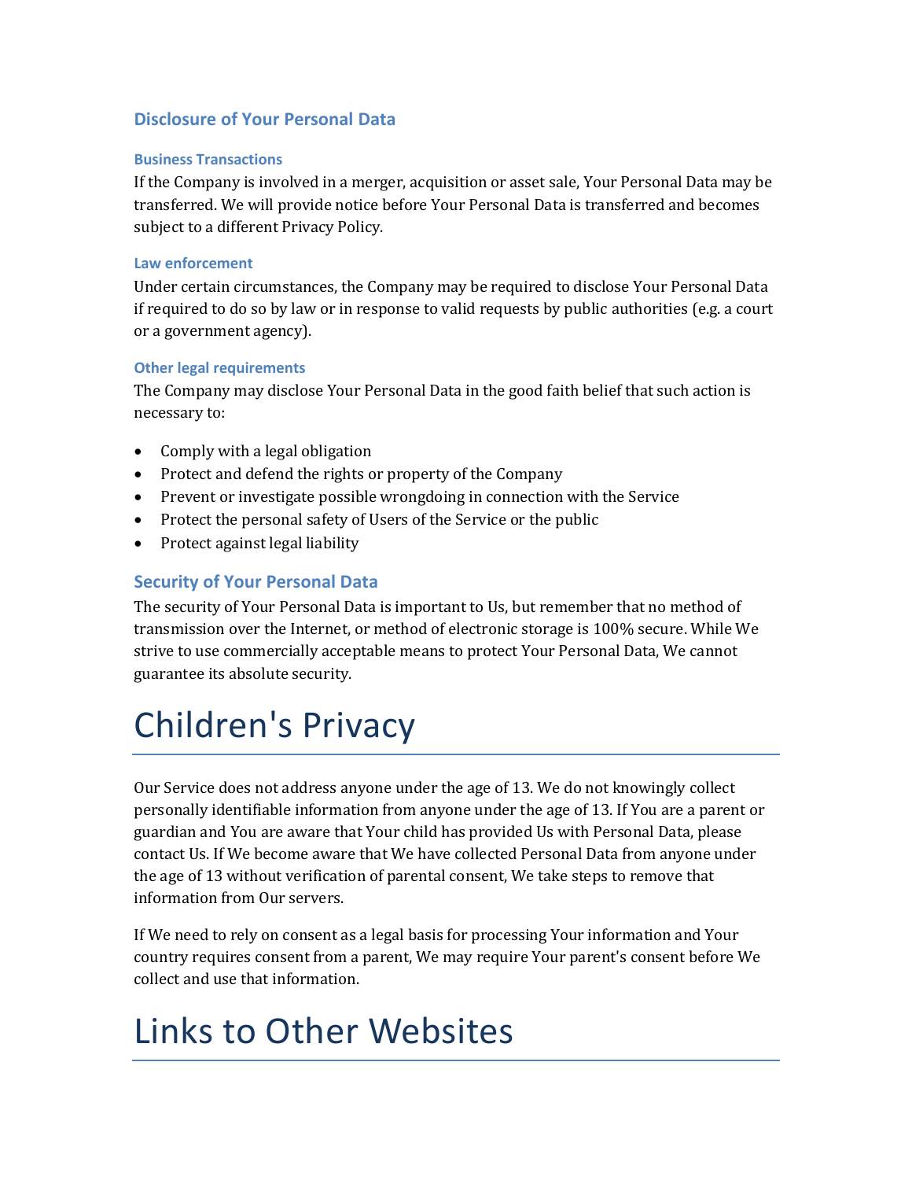## Disclosure of Your Personal Data

### Business Transactions

If the Company is involved in a merger, acquisition or asset sale, Your Personal Data may be transferred. We will provide notice before Your Personal Data is transferred and becomes subject to a different Privacy Policy.

### Law enforcement

Under certain circumstances, the Company may be required to disclose Your Personal Data if required to do so by law or in response to valid requests by public authorities (e.g. a court or a government agency).

### Other legal requirements

The Company may disclose Your Personal Data in the good faith belief that such action is necessary to:

- Comply with a legal obligation
- Protect and defend the rights or property of the Company
- Prevent or investigate possible wrongdoing in connection with the Service
- Protect the personal safety of Users of the Service or the public
- Protect against legal liability

## Security of Your Personal Data

The security of Your Personal Data is important to Us, but remember that no method of transmission over the Internet, or method of electronic storage is 100% secure. While We strive to use commercially acceptable means to protect Your Personal Data, We cannot guarantee its absolute security.

# Children's Privacy

Our Service does not address anyone under the age of 13. We do not knowingly collect personally identifiable information from anyone under the age of 13. If You are a parent or guardian and You are aware that Your child has provided Us with Personal Data, please contact Us. If We become aware that We have collected Personal Data from anyone under the age of 13 without verification of parental consent, We take steps to remove that information from Our servers.

If We need to rely on consent as a legal basis for processing Your information and Your country requires consent from a parent, We may require Your parent's consent before We collect and use that information.

# Links to Other Websites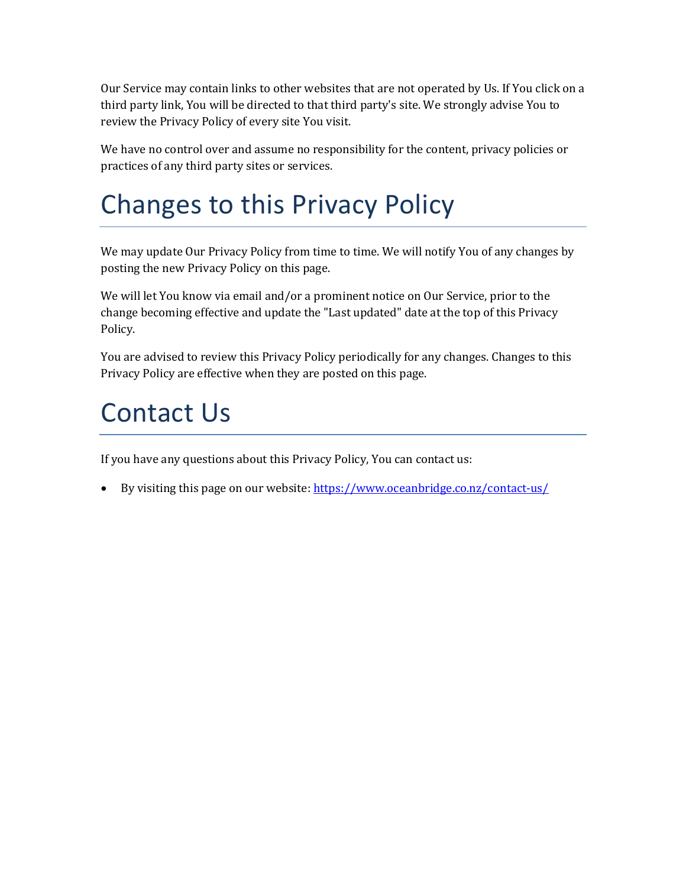Our Service may contain links to other websites that are not operated by Us. If You click on a third party link, You will be directed to that third party's site. We strongly advise You to review the Privacy Policy of every site You visit.

We have no control over and assume no responsibility for the content, privacy policies or practices of any third party sites or services.

# Changes to this Privacy Policy

We may update Our Privacy Policy from time to time. We will notify You of any changes by posting the new Privacy Policy on this page.

We will let You know via email and/or a prominent notice on Our Service, prior to the change becoming effective and update the "Last updated" date at the top of this Privacy Policy.

You are advised to review this Privacy Policy periodically for any changes. Changes to this Privacy Policy are effective when they are posted on this page.

# Contact Us

If you have any questions about this Privacy Policy, You can contact us:

- By visiting this page on our website: [https://www.oceanbridge.co.nz/contact-us/](https://www.oceanbridge.co.nz/contact-us/)